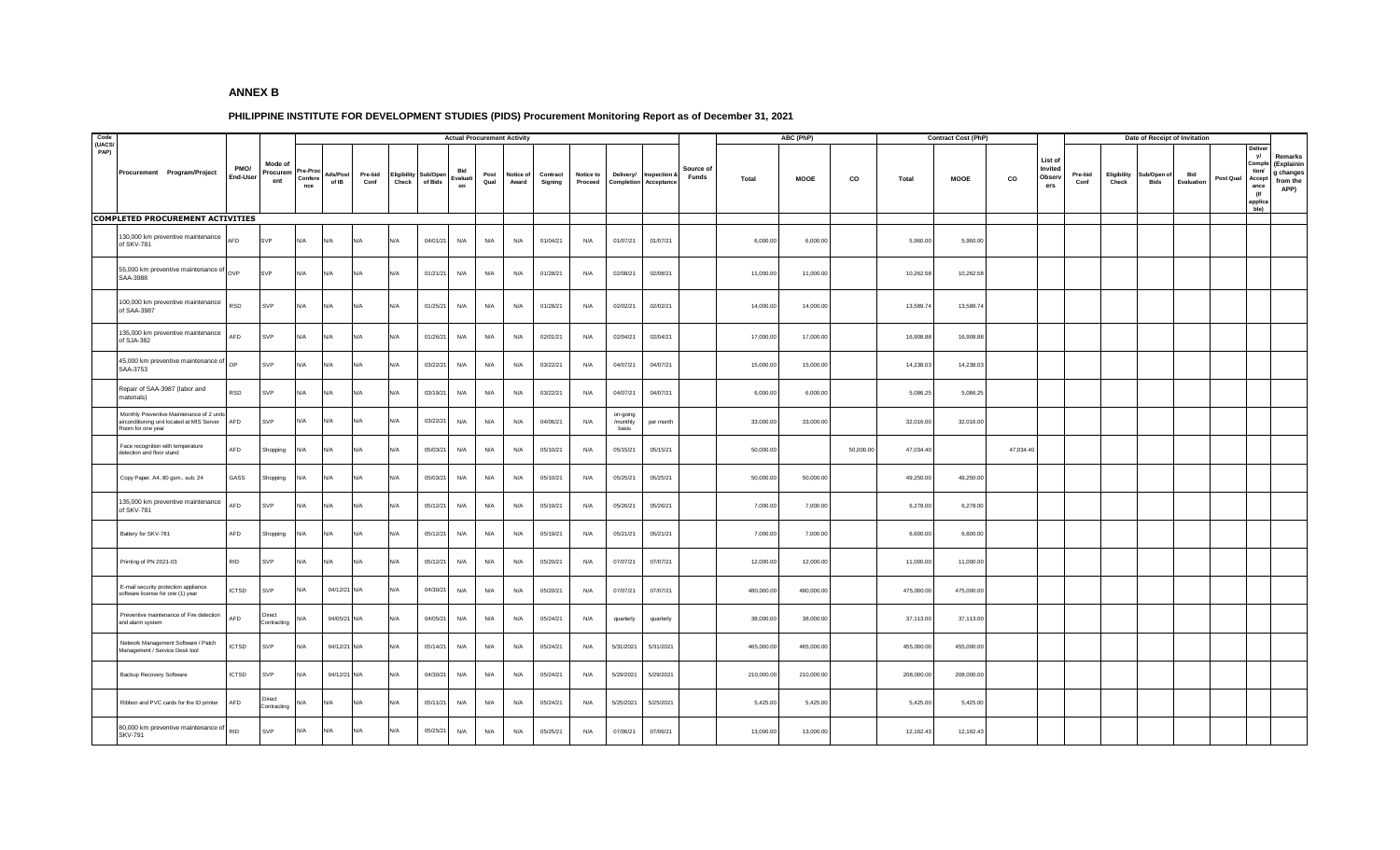# ANNEX B

## PHILIPPINE INSTITUTE FOR DEVELOPMENT STUDIES (PIDS) Procurement Monitoring Report as of December 31, 2021

| Code (UACS/PAP) | Procurement Program/Project | PMO/ End-User | Mode of Procurement | Actual Procurement Activity | | | | | | | | | | | | | Source of Funds | ABC (PhP) | | | Contract Cost (PhP) | | | List of Invited Observers | Date of Receipt of Invitation | | | | | | Remarks (Explaining changes from the APP) |
|---|---|---|---|---|---|---|---|---|---|---|---|---|---|---|---|---|---|---|---|---|---|---|---|---|---|---|---|---|---|---|---|
| | | | | Pre-Proc Conference | Ads/Post of IB | Pre-bid Conf | Eligibility Check | Sub/Open of Bids | Bid Evaluation | Post Qual | Notice of Award | Contract Signing | Notice to Proceed | Delivery/ Completion | Inspection & Acceptance | | | Total | MOOE | CO | Total | MOOE | CO | | Pre-bid Conf | Eligibility Check | Sub/Open of Bids | Bid Evaluation | Post Qual | Delivery/ Completion/ Acceptance (If applicable) | |
| **COMPLETED PROCUREMENT ACTIVITIES** | | | | | | | | | | | | | | | | | | | | | | | | | | | | | | | |
| | 130,000 km preventive maintenance of SKV-781 | AFD | SVP | N/A | N/A | N/A | N/A | 04/01/21 | N/A | N/A | N/A | 01/04/21 | N/A | 01/07/21 | 01/07/21 | | | 6,000.00 | 6,000.00 | | 5,960.00 | 5,960.00 | | | | | | | | | |
| | 55,000 km preventive maintenance of SAA-3988 | OVP | SVP | N/A | N/A | N/A | N/A | 01/21/21 | N/A | N/A | N/A | 01/28/21 | N/A | 02/08/21 | 02/08/21 | | | 11,000.00 | 11,000.00 | | 10,262.58 | 10,262.58 | | | | | | | | | |
| | 100,000 km preventive maintenance of SAA-3987 | RSD | SVP | N/A | N/A | N/A | N/A | 01/25/21 | N/A | N/A | N/A | 01/28/21 | N/A | 02/02/21 | 02/02/21 | | | 14,000.00 | 14,000.00 | | 13,589.74 | 13,589.74 | | | | | | | | | |
| | 135,000 km preventive maintenance of SJA-382 | AFD | SVP | N/A | N/A | N/A | N/A | 01/26/21 | N/A | N/A | N/A | 02/01/21 | N/A | 02/04/21 | 02/04/21 | | | 17,000.00 | 17,000.00 | | 16,908.88 | 16,908.88 | | | | | | | | | |
| | 45,000 km preventive maintenance of SAA-3753 | OP | SVP | N/A | N/A | N/A | N/A | 03/22/21 | N/A | N/A | N/A | 03/22/21 | N/A | 04/07/21 | 04/07/21 | | | 15,000.00 | 15,000.00 | | 14,238.03 | 14,238.03 | | | | | | | | | |
| | Repair of SAA-3987 (labor and materials) | RSD | SVP | N/A | N/A | N/A | N/A | 03/19/21 | N/A | N/A | N/A | 03/22/21 | N/A | 04/07/21 | 04/07/21 | | | 6,000.00 | 6,000.00 | | 5,086.25 | 5,086.25 | | | | | | | | | |
| | Monthly Preventive Maintenance of 2 units airconditioning unit located at MIS Server Room for one year | AFD | SVP | N/A | N/A | N/A | N/A | 03/22/21 | N/A | N/A | N/A | 04/06/21 | N/A | on-going /monthly basis | per month | | | 33,000.00 | 33,000.00 | | 32,016.00 | 32,016.00 | | | | | | | | | |
| | Face recognition with temperature detection and floor stand | AFD | Shopping | N/A | N/A | N/A | N/A | 05/03/21 | N/A | N/A | N/A | 05/10/21 | N/A | 05/15/21 | 05/15/21 | | | 50,000.00 | | 50,000.00 | 47,034.40 | | 47,034.40 | | | | | | | | |
| | Copy Paper, A4, 80 gsm., sub. 24 | GASS | Shopping | N/A | N/A | N/A | N/A | 05/03/21 | N/A | N/A | N/A | 05/10/21 | N/A | 05/25/21 | 05/25/21 | | | 50,000.00 | 50,000.00 | | 49,250.00 | 49,250.00 | | | | | | | | | |
| | 135,000 km preventive maintenance of SKV-781 | AFD | SVP | N/A | N/A | N/A | N/A | 05/12/21 | N/A | N/A | N/A | 05/19/21 | N/A | 05/26/21 | 05/26/21 | | | 7,000.00 | 7,000.00 | | 6,278.00 | 6,278.00 | | | | | | | | | |
| | Battery for SKV-781 | AFD | Shopping | N/A | N/A | N/A | N/A | 05/12/21 | N/A | N/A | N/A | 05/19/21 | N/A | 05/21/21 | 05/21/21 | | | 7,000.00 | 7,000.00 | | 6,600.00 | 6,600.00 | | | | | | | | | |
| | Printing of PN 2021-03 | RID | SVP | N/A | N/A | N/A | N/A | 05/12/21 | N/A | N/A | N/A | 05/20/21 | N/A | 07/07/21 | 07/07/21 | | | 12,000.00 | 12,000.00 | | 11,000.00 | 11,000.00 | | | | | | | | | |
| | E-mail security protection appliance software license for one (1) year | ICTSD | SVP | N/A | 04/12/21 | N/A | N/A | 04/30/21 | N/A | N/A | N/A | 05/20/21 | N/A | 07/07/21 | 07/07/21 | | | 480,000.00 | 480,000.00 | | 475,000.00 | 475,000.00 | | | | | | | | | |
| | Preventive maintenance of Fire detection and alarm system | AFD | Direct Contracting | N/A | 04/05/21 | N/A | N/A | 04/05/21 | N/A | N/A | N/A | 05/24/21 | N/A | quarterly | quarterly | | | 38,000.00 | 38,000.00 | | 37,113.00 | 37,113.00 | | | | | | | | | |
| | Network Management Software / Patch Management / Service Desk tool | ICTSD | SVP | N/A | 04/12/21 | N/A | N/A | 05/14/21 | N/A | N/A | N/A | 05/24/21 | N/A | 5/31/2021 | 5/31/2021 | | | 465,000.00 | 465,000.00 | | 455,000.00 | 455,000.00 | | | | | | | | | |
| | Backup Recovery Software | ICTSD | SVP | N/A | 04/12/21 | N/A | N/A | 04/30/21 | N/A | N/A | N/A | 05/24/21 | N/A | 5/29/2021 | 5/29/2021 | | | 210,000.00 | 210,000.00 | | 208,000.00 | 208,000.00 | | | | | | | | | |
| | Ribbon and PVC cards for the ID printer | AFD | Direct Contracting | N/A | N/A | N/A | N/A | 05/11/21 | N/A | N/A | N/A | 05/24/21 | N/A | 5/25/2021 | 5/25/2021 | | | 5,425.00 | 5,425.00 | | 5,425.00 | 5,425.00 | | | | | | | | | |
| | 80,000 km preventive maintenance of SKV-791 | RID | SVP | N/A | N/A | N/A | N/A | 05/25/21 | N/A | N/A | N/A | 05/25/21 | N/A | 07/06/21 | 07/06/21 | | | 13,000.00 | 13,000.00 | | 12,162.43 | 12,162.43 | | | | | | | | | |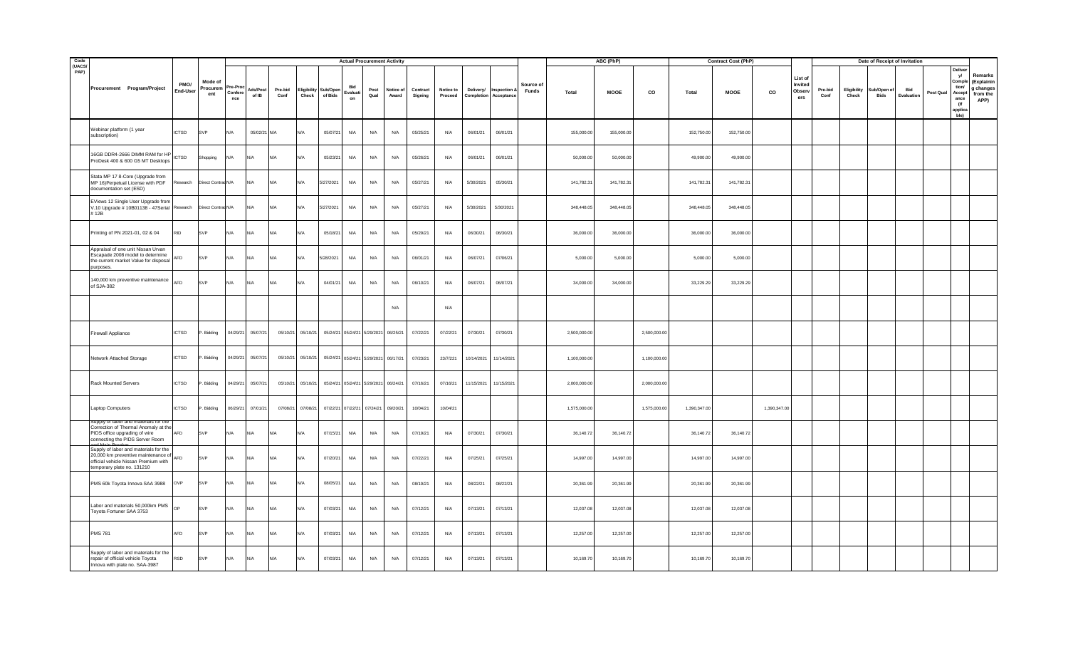| Code (UACS/ PAP) | Procurement Program/Project | PMO/ End-User | Mode of Procurement | Actual Procurement Activity | | | | | | | | | | | | | Source of Funds | ABC (PhP) | | | Contract Cost (PhP) | | | List of Invited Observers | Date of Receipt of Invitation | | | | | | Remarks (Explaining changes from the APP) |
|---|---|---|---|---|---|---|---|---|---|---|---|---|---|---|---|---|---|---|---|---|---|---|---|---|---|---|---|---|---|---|---|
| | | | | Pre-Proc Conference | Ads/Post of IB | Pre-bid Conf | Eligibility Check | Sub/Open of Bids | Bid Evaluation | Post Qual | Notice of Award | Contract Signing | Notice to Proceed | Delivery/ Completion | Inspection & Acceptance | | Total | MOOE | CO | Total | MOOE | CO | | Pre-bid Conf | Eligibility Check | Sub/Open of Bids | Bid Evaluation | Post Qual | Delivery/ Completion/ Acceptance (If applicable) | |
| | Webinar platform (1 year subscription) | ICTSD | SVP | N/A | 05/02/21 | N/A | N/A | 05/07/21 | N/A | N/A | N/A | 05/25/21 | N/A | 06/01/21 | 06/01/21 | | 155,000.00 | 155,000.00 | | 152,750.00 | 152,750.00 | | | | | | | | | |
| | 16GB DDR4-2666 DIMM RAM for HP ProDesk 400 & 600 G5 MT Desktops | ICTSD | Shopping | N/A | N/A | N/A | N/A | 05/23/21 | N/A | N/A | N/A | 05/26/21 | N/A | 06/01/21 | 06/01/21 | | 50,000.00 | 50,000.00 | | 49,900.00 | 49,900.00 | | | | | | | | | |
| | Stata MP 17 8-Core (Upgrade from MP 16)Perpetual License with PDF documentation set (ESD) | Research | Direct Contract | N/A | N/A | N/A | N/A | 5/27/2021 | N/A | N/A | N/A | 05/27/21 | N/A | 5/30/2021 | 05/30/21 | | 141,782.31 | 141,782.31 | | 141,782.31 | 141,782.31 | | | | | | | | | |
| | EViews 12 Single User Upgrade from V.10 Upgrade # 10B01138 - 47Serial # 12B | Research | Direct Contract | N/A | N/A | N/A | N/A | 5/27/2021 | N/A | N/A | N/A | 05/27/21 | N/A | 5/30/2021 | 5/30/2021 | | 348,448.05 | 348,448.05 | | 348,448.05 | 348,448.05 | | | | | | | | | |
| | Printing of PN 2021-01, 02 & 04 | RID | SVP | N/A | N/A | N/A | N/A | 05/18/21 | N/A | N/A | N/A | 05/29/21 | N/A | 06/30/21 | 06/30/21 | | 36,000.00 | 36,000.00 | | 36,000.00 | 36,000.00 | | | | | | | | | |
| | Appraisal of one unit Nissan Urvan Escapade 2008 model to determine the current market Value for disposal purposes. | AFD | SVP | N/A | N/A | N/A | N/A | 5/28/2021 | N/A | N/A | N/A | 06/01/21 | N/A | 06/07/21 | 07/06/21 | | 5,000.00 | 5,000.00 | | 5,000.00 | 5,000.00 | | | | | | | | | |
| | 140,000 km preventive maintenance of SJA-382 | AFD | SVP | N/A | N/A | N/A | N/A | 04/01/21 | N/A | N/A | N/A | 06/10/21 | N/A | 06/07/21 | 06/07/21 | | 34,000.00 | 34,000.00 | | 33,229.29 | 33,229.29 | | | | | | | | | |
| | | | | | | | | | | | N/A | | N/A | | | | | | | | | | | | | | | | | |
| | Firewall Appliance | ICTSD | P. Bidding | 04/29/21 | 05/07/21 | 05/10/21 | 05/10/21 | 05/24/21 | 05/24/21 | 5/29/2021 | 06/25/21 | 07/22/21 | 07/22/21 | 07/30/21 | 07/30/21 | | 2,500,000.00 | | 2,500,000.00 | | | | | | | | | | | |
| | Network Attached Storage | ICTSD | P. Bidding | 04/29/21 | 05/07/21 | 05/10/21 | 05/10/21 | 05/24/21 | 05/24/21 | 5/29/2021 | 06/17/21 | 07/23/21 | 23/7/2021 | 10/14/2021 | 11/14/2021 | | 1,100,000.00 | | 1,100,000.00 | | | | | | | | | | | |
| | Rack Mounted Servers | ICTSD | P. Bidding | 04/29/21 | 05/07/21 | 05/10/21 | 05/10/21 | 05/24/21 | 05/24/21 | 5/29/2021 | 06/24/21 | 07/16/21 | 07/16/21 | 11/15/2021 | 11/15/2021 | | 2,000,000.00 | | 2,000,000.00 | | | | | | | | | | | |
| | Laptop Computers | ICTSD | P. Bidding | 06/29/21 | 07/01/21 | 07/08/21 | 07/08/21 | 07/22/21 | 07/22/21 | 07/24/21 | 09/20/21 | 10/04/21 | 10/04/21 | | | | 1,575,000.00 | | 1,575,000.00 | 1,390,347.00 | | 1,390,347.00 | | | | | | | | |
| | Supply of labor and materials for the Correction of Thermal Anomaly at the PIDS office upgrading of wire connecting the PIDS Server Room and Main Breaker | AFD | SVP | N/A | N/A | N/A | N/A | 07/15/21 | N/A | N/A | N/A | 07/19/21 | N/A | 07/30/21 | 07/30/21 | | 36,140.72 | 36,140.72 | | 36,140.72 | 36,140.72 | | | | | | | | | |
| | Supply of labor and materials for the 20,000 km preventive maintenance of official vehicle Nissan Premium with temporary plate no. 131210 | AFD | SVP | N/A | N/A | N/A | N/A | 07/20/21 | N/A | N/A | N/A | 07/22/21 | N/A | 07/25/21 | 07/25/21 | | 14,997.00 | 14,997.00 | | 14,997.00 | 14,997.00 | | | | | | | | | |
| | PMS 60k Toyota Innova SAA 3988 | OVP | SVP | N/A | N/A | N/A | N/A | 08/05/21 | N/A | N/A | N/A | 08/19/21 | N/A | 08/22/21 | 08/22/21 | | 20,361.99 | 20,361.99 | | 20,361.99 | 20,361.99 | | | | | | | | | |
| | Labor and materials 50,000km PMS Toyota Fortuner SAA 3753 | OP | SVP | N/A | N/A | N/A | N/A | 07/03/21 | N/A | N/A | N/A | 07/12/21 | N/A | 07/13/21 | 07/13/21 | | 12,037.08 | 12,037.08 | | 12,037.08 | 12,037.08 | | | | | | | | | |
| | PMS 781 | AFD | SVP | N/A | N/A | N/A | N/A | 07/03/21 | N/A | N/A | N/A | 07/12/21 | N/A | 07/13/21 | 07/13/21 | | 12,257.00 | 12,257.00 | | 12,257.00 | 12,257.00 | | | | | | | | | |
| | Supply of labor and materials for the repair of official vehicle Toyota Innova with plate no. SAA-3987 | RSD | SVP | N/A | N/A | N/A | N/A | 07/03/21 | N/A | N/A | N/A | 07/12/21 | N/A | 07/13/21 | 07/13/21 | | 10,169.70 | 10,169.70 | | 10,169.70 | 10,169.70 | | | | | | | | | |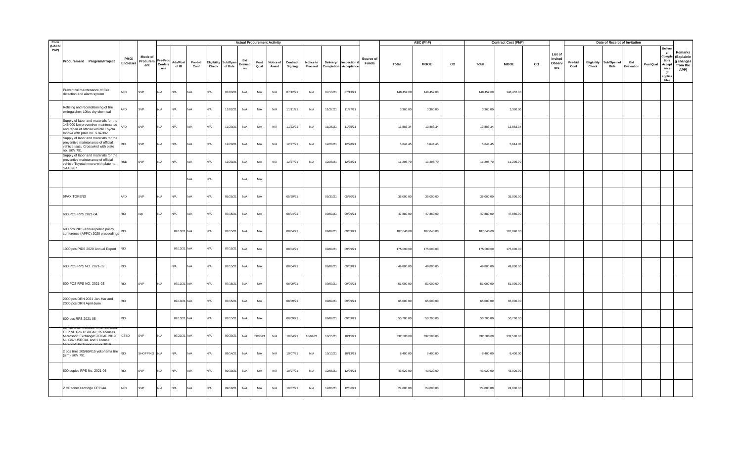| Code (UACS/PAP) | Procurement Program/Project | PMO/End-User | Mode of Procurement | Actual Procurement Activity | | | | | | | | | | | | Source of Funds | ABC (PhP) | | | Contract Cost (PhP) | | | List of Invited Observers | Date of Receipt of Invitation | | | | | Delivery/Completion/Acceptance (If applicable) | Remarks (Explaining changes from the APP) |
|---|---|---|---|---|---|---|---|---|---|---|---|---|---|---|---|---|---|---|---|---|---|---|---|---|---|---|---|---|---|---|
| | | | | Pre-Proc Conference | Ads/Post of IB | Pre-bid Conf | Eligibility Check | Sub/Open of Bids | Bid Evaluation | Post Qual | Notice of Award | Contract Signing | Notice to Proceed | Delivery/ Completion | Inspection & Acceptance | | Total | MOOE | CO | Total | MOOE | CO | | Pre-bid Conf | Eligibility Check | Sub/Open of Bids | Bid Evaluation | Post Qual | | |
| | Preventive maintenance of Fire detection and alarm system | AFD | SVP | N/A | N/A | N/A | N/A | 07/03/21 | N/A | N/A | N/A | 07/12/21 | N/A | 07/13/21 | 07/13/21 | | 148,452.00 | 148,452.00 | | 148,452.00 | 148,452.00 | | | | | | | | | |
| | Refilling and reconditioning of fire extinguisher; 10lbs dry chemical | AFD | SVP | N/A | N/A | N/A | N/A | 11/02/21 | N/A | N/A | N/A | 11/11/21 | N/A | 11/27/21 | 11/27/21 | | 3,360.00 | 3,360.00 | | 3,360.00 | 3,360.00 | | | | | | | | | |
| | Supply of labor and materials for the 145,000 km preventive maintenance and repair of official vehicle Toyota Innova with plate no. SJA-382 | AFD | SVP | N/A | N/A | N/A | N/A | 11/20/21 | N/A | N/A | N/A | 11/23/21 | N/A | 11/25/21 | 11/25/21 | | 13,883.34 | 13,883.34 | | 13,883.34 | 13,883.34 | | | | | | | | | |
| | Supply of labor and materials for the preventive maintenance of official vehicle Isuzu Crosswind with plate no. SKV 791 | RID | SVP | N/A | N/A | N/A | N/A | 12/20/21 | N/A | N/A | N/A | 12/27/21 | N/A | 12/28/21 | 12/28/21 | | 5,644.45 | 5,644.45 | | 5,644.45 | 5,644.45 | | | | | | | | | |
| | Supply of labor and materials for the preventive maintenance of official vehicle Toyota Innova with plate no. SAA3987 | RSD | SVP | N/A | N/A | N/A | N/A | 12/23/21 | N/A | N/A | N/A | 12/27/21 | N/A | 12/28/21 | 12/28/21 | | 11,295.70 | 11,295.70 | | 11,295.70 | 11,295.70 | | | | | | | | | |
| | | | | | | N/A | N/A | | N/A | N/A | | | | | | | | | | | | | | | | | | | | |
| | 5PAX TOKENS | AFD | SVP | N/A | N/A | N/A | N/A | 05/25/21 | N/A | N/A | | 05/29/21 | | 05/30/21 | 05/30/21 | | 35,000.00 | 35,000.00 | | 35,000.00 | 35,000.00 | | | | | | | | | |
| | 600 PCS RPS 2021-04 | RID | svp | N/A | N/A | N/A | N/A | 07/15/21 | N/A | N/A | | 08/04/21 | | 09/09/21 | 09/09/21 | | 47,880.00 | 47,880.00 | | 47,880.00 | 47,880.00 | | | | | | | | | |
| | 600 pcs PIDS annual public policy conference (APPC) 2020 proceedings | RID | | | 07/13/21 | N/A | N/A | 07/15/21 | N/A | N/A | | 08/04/21 | | 09/09/21 | 09/09/21 | | 107,040.00 | 107,040.00 | | 107,040.00 | 107,040.00 | | | | | | | | | |
| | 1000 pcs PIDS 2020 Annual Report | RID | | | 07/13/21 | N/A | N/A | 07/15/21 | N/A | N/A | | 08/04/21 | | 09/09/21 | 09/09/21 | | 175,000.00 | 175,000.00 | | 175,000.00 | 175,000.00 | | | | | | | | | |
| | 600 PCS RPS NO. 2021-02 | RID | | | N/A | N/A | N/A | 07/15/21 | N/A | N/A | | 08/04/21 | | 09/09/21 | 09/09/21 | | 49,800.00 | 49,800.00 | | 49,800.00 | 49,800.00 | | | | | | | | | |
| | 600 PCS RPS NO, 2021-03 | RID | SVP | N/A | 07/13/21 | N/A | N/A | 07/15/21 | N/A | N/A | | 08/09/21 | | 09/09/21 | 09/09/21 | | 51,000.00 | 51,000.00 | | 51,000.00 | 51,000.00 | | | | | | | | | |
| | 2000 pcs DRN 2021 Jan-Mar and 2000 pcs DRN April-June | RID | | | 07/13/21 | N/A | N/A | 07/15/21 | N/A | N/A | | 08/09/21 | | 09/09/21 | 09/09/21 | | 65,000.00 | 65,000.00 | | 65,000.00 | 65,000.00 | | | | | | | | | |
| | 600 pcs RPS 2021-05 | RID | | | 07/13/21 | N/A | N/A | 07/15/21 | N/A | N/A | | 08/09/21 | | 09/09/21 | 09/09/21 | | 50,700.00 | 50,700.00 | | 50,700.00 | 50,700.00 | | | | | | | | | |
| | 35 licenses Microsoft Windows Cal 2019 OLP NL Gov USRCAL; 35 licenses Microsoft ExchangeSTDCAL 2019 NL Gov USRCAL and 1 license Microsoft Exchange server 2019 | ICTSD | SVP | N/A | 09/23/21 | N/A | N/A | 09/30/21 | N/A | 09/30/21 | N/A | 10/04/21 | 10/04/21 | 10/15/21 | 10/15/21 | | 332,500.00 | 332,500.00 | | 332,500.00 | 332,500.00 | | | | | | | | | |
| | 2 pcs tires 205/65R15 yokohama tire (s/m) SKV 791 | RID | SHOPPING | N/A | N/A | N/A | N/A | 09/14/21 | N/A | N/A | N/A | 10/07/21 | N/A | 10/13/21 | 10/13/21 | | 8,400.00 | 8,400.00 | | 8,400.00 | 8,400.00 | | | | | | | | | |
| | 600 copies RPS No. 2021-06 | RID | SVP | N/A | N/A | N/A | N/A | 09/19/21 | N/A | N/A | N/A | 10/07/21 | N/A | 12/06/21 | 12/06/21 | | 43,020.00 | 43,020.00 | | 43,020.00 | 43,020.00 | | | | | | | | | |
| | 2 HP toner cartridge CF214A | AFD | SVP | N/A | N/A | N/A | N/A | 09/19/21 | N/A | N/A | N/A | 10/07/21 | N/A | 12/06/21 | 12/06/21 | | 24,000.00 | 24,000.00 | | 24,000.00 | 24,000.00 | | | | | | | | | |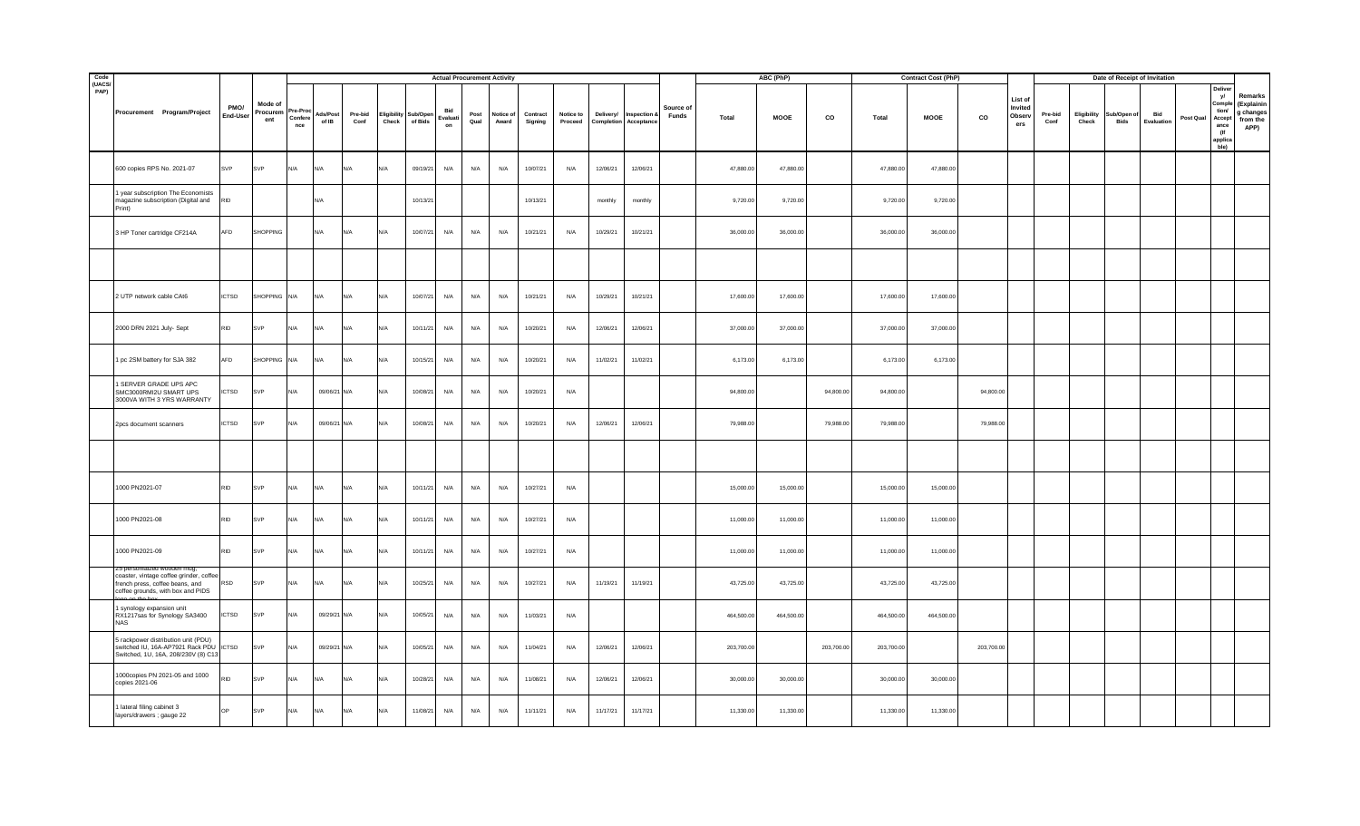| Code (UACS/PAP) | Procurement Program/Project | PMO/End-User | Mode of Procurement | Actual Procurement Activity | | | | | | | | | | | | Source of Funds | ABC (PhP) | | | Contract Cost (PhP) | | | List of Invited Observers | Date of Receipt of Invitation | | | | | | Remarks (Explaining changes from the APP) |
|---|---|---|---|---|---|---|---|---|---|---|---|---|---|---|---|---|---|---|---|---|---|---|---|---|---|---|---|---|---|---|
| | | | | Pre-Proc Conference | Ads/Post of IB | Pre-bid Conf | Eligibility Check | Sub/Open of Bids | Bid Evaluation | Post Qual | Notice of Award | Contract Signing | Notice to Proceed | Delivery/ Completion | Inspection & Acceptance | | Total | MOOE | CO | Total | MOOE | CO | | Pre-bid Conf | Eligibility Check | Sub/Open of Bids | Bid Evaluation | Post Qual | Delivery/ Completion/ Acceptance (If applicable) | |
| | 600 copies RPS No. 2021-07 | SVP | SVP | N/A | N/A | N/A | N/A | 09/19/21 | N/A | N/A | N/A | 10/07/21 | N/A | 12/06/21 | 12/06/21 | | 47,880.00 | 47,880.00 | | 47,880.00 | 47,880.00 | | | | | | | | | |
| | 1 year subscription The Economists magazine subscription (Digital and Print) | RID | | | N/A | | | 10/13/21 | | | | 10/13/21 | | monthly | monthly | | 9,720.00 | 9,720.00 | | 9,720.00 | 9,720.00 | | | | | | | | | |
| | 3 HP Toner cartridge CF214A | AFD | SHOPPING | | N/A | N/A | N/A | 10/07/21 | N/A | N/A | N/A | 10/21/21 | N/A | 10/29/21 | 10/21/21 | | 36,000.00 | 36,000.00 | | 36,000.00 | 36,000.00 | | | | | | | | | |
| | | | | | | | | | | | | | | | | | | | | | | | | | | | | | | |
| | 2 UTP network cable CAt6 | ICTSD | SHOPPING | N/A | N/A | N/A | N/A | 10/07/21 | N/A | N/A | N/A | 10/21/21 | N/A | 10/29/21 | 10/21/21 | | 17,600.00 | 17,600.00 | | 17,600.00 | 17,600.00 | | | | | | | | | |
| | 2000 DRN 2021 July- Sept | RID | SVP | N/A | N/A | N/A | N/A | 10/11/21 | N/A | N/A | N/A | 10/20/21 | N/A | 12/06/21 | 12/06/21 | | 37,000.00 | 37,000.00 | | 37,000.00 | 37,000.00 | | | | | | | | | |
| | 1 pc 2SM battery for SJA 382 | AFD | SHOPPING | N/A | N/A | N/A | N/A | 10/15/21 | N/A | N/A | N/A | 10/20/21 | N/A | 11/02/21 | 11/02/21 | | 6,173.00 | 6,173.00 | | 6,173.00 | 6,173.00 | | | | | | | | | |
| | 1 SERVER GRADE UPS APC SMC3000RMI2U SMART UPS 3000VA WITH 3 YRS WARRANTY | ICTSD | SVP | N/A | 09/06/21 | N/A | N/A | 10/08/21 | N/A | N/A | N/A | 10/20/21 | N/A | | | | 94,800.00 | | 94,800.00 | 94,800.00 | | 94,800.00 | | | | | | | | |
| | 2pcs document scanners | ICTSD | SVP | N/A | 09/06/21 | N/A | N/A | 10/08/21 | N/A | N/A | N/A | 10/20/21 | N/A | 12/06/21 | 12/06/21 | | 79,988.00 | | 79,988.00 | 79,988.00 | | 79,988.00 | | | | | | | | |
| | | | | | | | | | | | | | | | | | | | | | | | | | | | | | | |
| | 1000 PN2021-07 | RID | SVP | N/A | N/A | N/A | N/A | 10/11/21 | N/A | N/A | N/A | 10/27/21 | N/A | | | | 15,000.00 | 15,000.00 | | 15,000.00 | 15,000.00 | | | | | | | | | |
| | 1000 PN2021-08 | RID | SVP | N/A | N/A | N/A | N/A | 10/11/21 | N/A | N/A | N/A | 10/27/21 | N/A | | | | 11,000.00 | 11,000.00 | | 11,000.00 | 11,000.00 | | | | | | | | | |
| | 1000 PN2021-09 | RID | SVP | N/A | N/A | N/A | N/A | 10/11/21 | N/A | N/A | N/A | 10/27/21 | N/A | | | | 11,000.00 | 11,000.00 | | 11,000.00 | 11,000.00 | | | | | | | | | |
| | 25 personalized wooden mug, coaster, vintage coffee grinder, coffee french press, coffee beans, and coffee grounds, with box and PIDS logo on the box | RSD | SVP | N/A | N/A | N/A | N/A | 10/25/21 | N/A | N/A | N/A | 10/27/21 | N/A | 11/19/21 | 11/19/21 | | 43,725.00 | 43,725.00 | | 43,725.00 | 43,725.00 | | | | | | | | | |
| | 1 synology expansion unit RX1217sas for Synology SA3400 NAS | ICTSD | SVP | N/A | 09/29/21 | N/A | N/A | 10/05/21 | N/A | N/A | N/A | 11/03/21 | N/A | | | | 464,500.00 | 464,500.00 | | 464,500.00 | 464,500.00 | | | | | | | | | |
| | 5 rackpower distribution unit (PDU) switched IU, 16A-AP7921 Rack PDU Switched, 1U, 16A, 208/230V (8) C13 | ICTSD | SVP | N/A | 09/29/21 | N/A | N/A | 10/05/21 | N/A | N/A | N/A | 11/04/21 | N/A | 12/06/21 | 12/06/21 | | 203,700.00 | | 203,700.00 | 203,700.00 | | 203,700.00 | | | | | | | | |
| | 1000copies PN 2021-05 and 1000 copies 2021-06 | RID | SVP | N/A | N/A | N/A | N/A | 10/28/21 | N/A | N/A | N/A | 11/08/21 | N/A | 12/06/21 | 12/06/21 | | 30,000.00 | 30,000.00 | | 30,000.00 | 30,000.00 | | | | | | | | | |
| | 1 lateral filing cabinet 3 layers/drawers ; gauge 22 | OP | SVP | N/A | N/A | N/A | N/A | 11/08/21 | N/A | N/A | N/A | 11/11/21 | N/A | 11/17/21 | 11/17/21 | | 11,330.00 | 11,330.00 | | 11,330.00 | 11,330.00 | | | | | | | | | |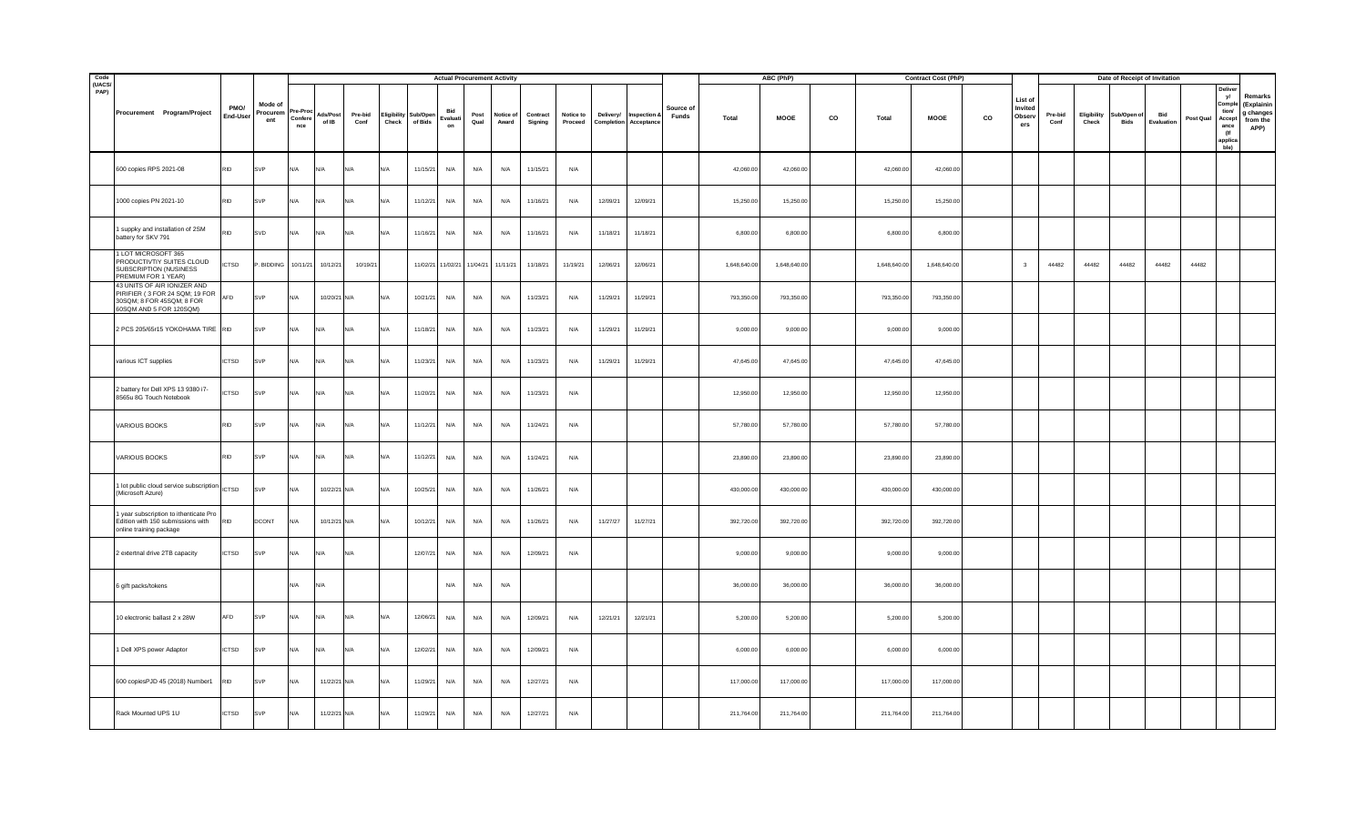| Code (UACS/ PAP) | Procurement Program/Project | PMO/ End-User | Mode of Procurement | Actual Procurement Activity | | | | | | | | | | | | | Source of Funds | ABC (PhP) | | | Contract Cost (PhP) | | | List of Invited Observers | Date of Receipt of Invitation | | | | | | Remarks (Explaining changes from the APP) |
|---|---|---|---|---|---|---|---|---|---|---|---|---|---|---|---|---|---|---|---|---|---|---|---|---|---|---|---|---|---|---|---|
| | | | | Pre-Proc Conference | Ads/Post of IB | Pre-bid Conf | Eligibility Check | Sub/Open of Bids | Bid Evaluation | Post Qual | Notice of Award | Contract Signing | Notice to Proceed | Delivery/ Completion | Inspection & Acceptance | | | Total | MOOE | CO | Total | MOOE | CO | | Pre-bid Conf | Eligibility Check | Sub/Open of Bids | Bid Evaluation | Post Qual | Delivery/ Completion/ Acceptance (If applicable) | |
| | 600 copies RPS 2021-08 | RID | SVP | N/A | N/A | N/A | N/A | 11/15/21 | N/A | N/A | N/A | 11/15/21 | N/A | | | | 42,060.00 | 42,060.00 | | 42,060.00 | 42,060.00 | | | | | | | | | |
| | 1000 copies PN 2021-10 | RID | SVP | N/A | N/A | N/A | N/A | 11/12/21 | N/A | N/A | N/A | 11/16/21 | N/A | 12/09/21 | 12/09/21 | | 15,250.00 | 15,250.00 | | 15,250.00 | 15,250.00 | | | | | | | | | |
| | 1 suppky and installation of 2SM battery for SKV 791 | RID | SVD | N/A | N/A | N/A | N/A | 11/16/21 | N/A | N/A | N/A | 11/16/21 | N/A | 11/18/21 | 11/18/21 | | 6,800.00 | 6,800.00 | | 6,800.00 | 6,800.00 | | | | | | | | | |
| | 1 LOT MICROSOFT 365 PRODUCTIVTIY SUITES CLOUD SUBSCRIPTION (NUSINESS PREMIUM FOR 1 YEAR) | ICTSD | P. BIDDING | 10/11/21 | 10/12/21 | 10/19/21 | | 11/02/21 | 11/02/21 | 11/04/21 | 11/11/21 | 11/18/21 | 11/19/21 | 12/06/21 | 12/06/21 | | 1,648,640.00 | 1,648,640.00 | | 1,648,640.00 | 1,648,640.00 | | 3 | 44482 | 44482 | 44482 | 44482 | 44482 | | |
| | 43 UNITS OF AIR IONIZER AND PIRIFIER ( 3 FOR 24 SQM; 19 FOR 30SQM; 8 FOR 45SQM; 8 FOR 60SQM AND 5 FOR 120SQM) | AFD | SVP | N/A | 10/20/21 | N/A | N/A | 10/21/21 | N/A | N/A | N/A | 11/23/21 | N/A | 11/29/21 | 11/29/21 | | 793,350.00 | 793,350.00 | | 793,350.00 | 793,350.00 | | | | | | | | | |
| | 2 PCS 205/65r15 YOKOHAMA TIRE | RID | SVP | N/A | N/A | N/A | N/A | 11/18/21 | N/A | N/A | N/A | 11/23/21 | N/A | 11/29/21 | 11/29/21 | | 9,000.00 | 9,000.00 | | 9,000.00 | 9,000.00 | | | | | | | | | |
| | various ICT supplies | ICTSD | SVP | N/A | N/A | N/A | N/A | 11/23/21 | N/A | N/A | N/A | 11/23/21 | N/A | 11/29/21 | 11/29/21 | | 47,645.00 | 47,645.00 | | 47,645.00 | 47,645.00 | | | | | | | | | |
| | 2 battery for Dell XPS 13 9380 i7-8565u 8G Touch Notebook | ICTSD | SVP | N/A | N/A | N/A | N/A | 11/20/21 | N/A | N/A | N/A | 11/23/21 | N/A | | | | 12,950.00 | 12,950.00 | | 12,950.00 | 12,950.00 | | | | | | | | | |
| | VARIOUS BOOKS | RID | SVP | N/A | N/A | N/A | N/A | 11/12/21 | N/A | N/A | N/A | 11/24/21 | N/A | | | | 57,780.00 | 57,780.00 | | 57,780.00 | 57,780.00 | | | | | | | | | |
| | VARIOUS BOOKS | RID | SVP | N/A | N/A | N/A | N/A | 11/12/21 | N/A | N/A | N/A | 11/24/21 | N/A | | | | 23,890.00 | 23,890.00 | | 23,890.00 | 23,890.00 | | | | | | | | | |
| | 1 lot public cloud service subscription (Microsoft Azure) | ICTSD | SVP | N/A | 10/22/21 | N/A | N/A | 10/25/21 | N/A | N/A | N/A | 11/26/21 | N/A | | | | 430,000.00 | 430,000.00 | | 430,000.00 | 430,000.00 | | | | | | | | | |
| | 1 year subscription to ithenticate Pro Edition with 150 submissions with online training package | RID | DCONT | N/A | 10/12/21 | N/A | N/A | 10/12/21 | N/A | N/A | N/A | 11/26/21 | N/A | 11/27/27 | 11/27/21 | | 392,720.00 | 392,720.00 | | 392,720.00 | 392,720.00 | | | | | | | | | |
| | 2 extertnal drive 2TB capacity | ICTSD | SVP | N/A | N/A | N/A | | 12/07/21 | N/A | N/A | N/A | 12/09/21 | N/A | | | | 9,000.00 | 9,000.00 | | 9,000.00 | 9,000.00 | | | | | | | | | |
| | 6 gift packs/tokens | | | N/A | N/A | | | | N/A | N/A | N/A | | | | | | 36,000.00 | 36,000.00 | | 36,000.00 | 36,000.00 | | | | | | | | | |
| | 10 electronic ballast 2 x 28W | AFD | SVP | N/A | N/A | N/A | N/A | 12/06/21 | N/A | N/A | N/A | 12/09/21 | N/A | 12/21/21 | 12/21/21 | | 5,200.00 | 5,200.00 | | 5,200.00 | 5,200.00 | | | | | | | | | |
| | 1 Dell XPS power Adaptor | ICTSD | SVP | N/A | N/A | N/A | N/A | 12/02/21 | N/A | N/A | N/A | 12/09/21 | N/A | | | | 6,000.00 | 6,000.00 | | 6,000.00 | 6,000.00 | | | | | | | | | |
| | 600 copiesPJD 45 (2018) Number1 | RID | SVP | N/A | 11/22/21 | N/A | N/A | 11/29/21 | N/A | N/A | N/A | 12/27/21 | N/A | | | | 117,000.00 | 117,000.00 | | 117,000.00 | 117,000.00 | | | | | | | | | |
| | Rack Mounted UPS 1U | ICTSD | SVP | N/A | 11/22/21 | N/A | N/A | 11/29/21 | N/A | N/A | N/A | 12/27/21 | N/A | | | | 211,764.00 | 211,764.00 | | 211,764.00 | 211,764.00 | | | | | | | | | |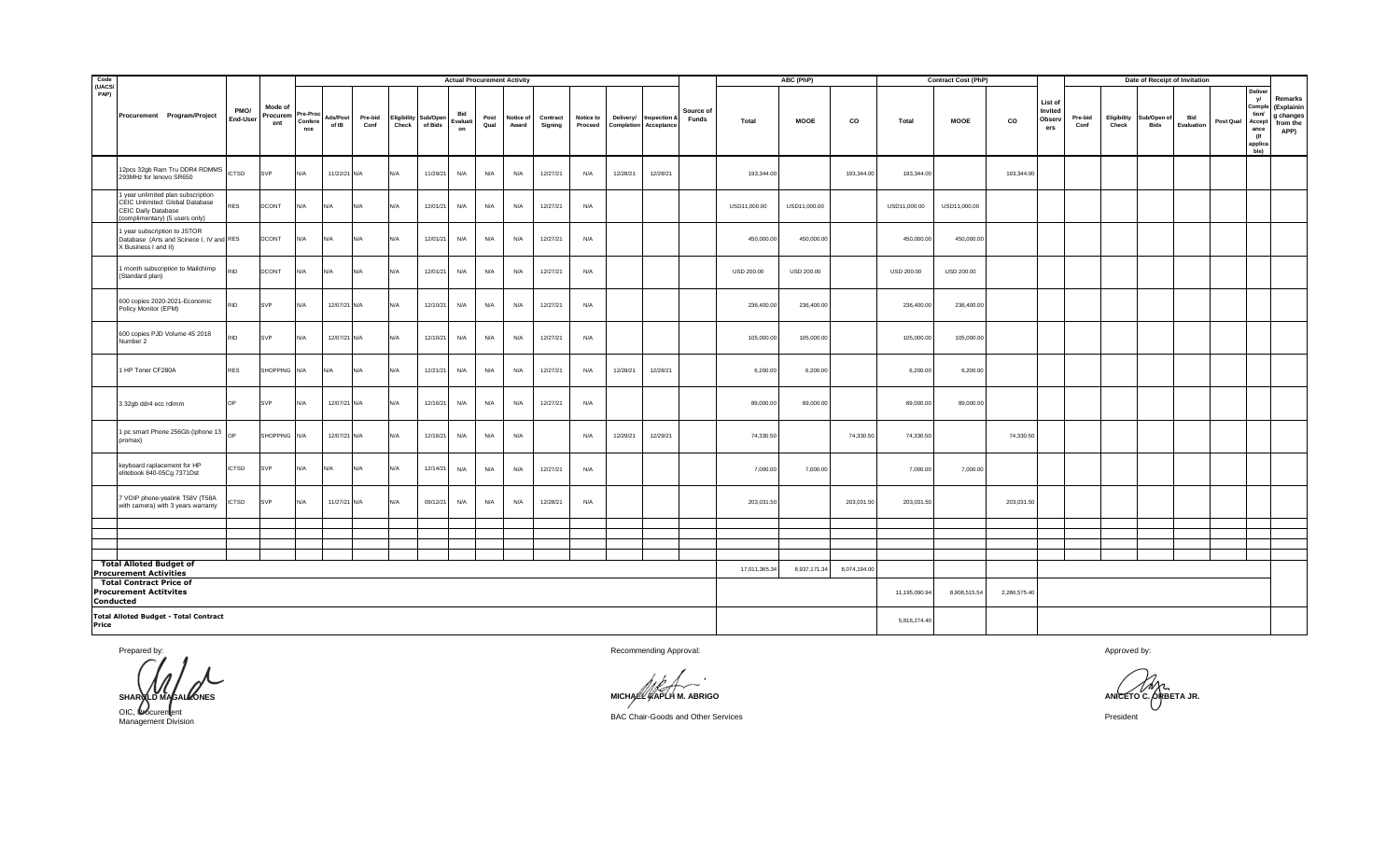| Code (UACS/ PAP) | Procurement Program/Project | PMO/ End-User | Mode of Procurement | Actual Procurement Activity | | | | | | | | | | | | | Source of Funds | ABC (PhP) | | | Contract Cost (PhP) | | | List of Invited Observers | Date of Receipt of Invitation | | | | | | Remarks (Explaining changes from the APP) |
|---|---|---|---|---|---|---|---|---|---|---|---|---|---|---|---|---|---|---|---|---|---|---|---|---|---|---|---|---|---|---|---|
| | | | | Pre-Proc Conference | Ads/Post of IB | Pre-bid Conf | Eligibility Check | Sub/Open of Bids | Bid Evaluation | Post Qual | Notice of Award | Contract Signing | Notice to Proceed | Delivery/ Completion | Inspection & Acceptance | | | Total | MOOE | CO | Total | MOOE | CO | | Pre-bid Conf | Eligibility Check | Sub/Open of Bids | Bid Evaluation | Post Qual | Delivery/ Completion/ Acceptance (If applicable) | |
| | 12pcs 32gb Ram Tru DDR4 RDMMS 293MHz for lenovo SR650 | ICTSD | SVP | N/A | 11/22/21 | N/A | N/A | 11/29/21 | N/A | N/A | N/A | 12/27/21 | N/A | 12/28/21 | 12/28/21 | | 193,344.00 | | 193,344.00 | 193,344.00 | | 193,344.00 | | | | | | | | |
| | 1 year unlimited plan subscription CEIC Unlimited: Global Database CEIC Daily Database (complimentary) (5 users only) | RES | DCONT | N/A | N/A | N/A | N/A | 12/01/21 | N/A | N/A | N/A | 12/27/21 | N/A | | | | USD11,000.00 | USD11,000.00 | | USD11,000.00 | USD11,000.00 | | | | | | | | | |
| | 1 year subscription to JSTOR Database (Arts and Scinece I, IV and X Business I and II) | RES | DCONT | N/A | N/A | N/A | N/A | 12/01/21 | N/A | N/A | N/A | 12/27/21 | N/A | | | | 450,000.00 | 450,000.00 | | 450,000.00 | 450,000.00 | | | | | | | | | |
| | 1 month subscription to Mailchimp (Standard plan) | RID | DCONT | N/A | N/A | N/A | N/A | 12/01/21 | N/A | N/A | N/A | 12/27/21 | N/A | | | | USD 200.00 | USD 200.00 | | USD 200.00 | USD 200.00 | | | | | | | | | |
| | 600 copies 2020-2021-Economic Policy Monitor (EPM) | RID | SVP | N/A | 12/07/21 | N/A | N/A | 12/10/21 | N/A | N/A | N/A | 12/27/21 | N/A | | | | 236,400.00 | 236,400.00 | | 236,400.00 | 236,400.00 | | | | | | | | | |
| | 600 copies PJD Volume 45 2018 Number 2 | RID | SVP | N/A | 12/07/21 | N/A | N/A | 12/10/21 | N/A | N/A | N/A | 12/27/21 | N/A | | | | 105,000.00 | 105,000.00 | | 105,000.00 | 105,000.00 | | | | | | | | | |
| | 1 HP Toner CF280A | RES | SHOPPING | N/A | N/A | N/A | N/A | 12/21/21 | N/A | N/A | N/A | 12/27/21 | N/A | 12/28/21 | 12/28/21 | | 6,200.00 | 6,200.00 | | 6,200.00 | 6,200.00 | | | | | | | | | |
| | 3 32gb ddr4 ecc rdimm | OP | SVP | N/A | 12/07/21 | N/A | N/A | 12/16/21 | N/A | N/A | N/A | 12/27/21 | N/A | | | | 89,000.00 | 89,000.00 | | 89,000.00 | 89,000.00 | | | | | | | | | |
| | 1 pc smart Phone 256Gb (iphone 13 promax) | OP | SHOPPING | N/A | 12/07/21 | N/A | N/A | 12/16/21 | N/A | N/A | N/A | | N/A | 12/29/21 | 12/29/21 | | 74,330.50 | | 74,330.50 | 74,330.50 | | 74,330.50 | | | | | | | | |
| | keyboard raplacement for HP elitebook 840-05Cg 7371Dst | ICTSD | SVP | N/A | N/A | N/A | N/A | 12/14/21 | N/A | N/A | N/A | 12/27/21 | N/A | | | | 7,000.00 | 7,000.00 | | 7,000.00 | 7,000.00 | | | | | | | | | |
| | 7 VOIP phone-yealink T58V (T58A with camera) with 3 years warranty | ICTSD | SVP | N/A | 11/27/21 | N/A | N/A | 09/12/21 | N/A | N/A | N/A | 12/28/21 | N/A | | | | 203,031.50 | | 203,031.50 | 203,031.50 | | 203,031.50 | | | | | | | | |
| **Total Alloted Budget of Procurement Activities** | | | | | | | | | | | | | | | | | | 17,011,365.34 | 8,937,171.34 | 8,074,194.00 | | | | | | | | | | | |
| **Total Contract Price of Procurement Actitvites Conducted** | | | | | | | | | | | | | | | | | | | | | 11,195,090.94 | 8,908,515.54 | 2,286,575.40 | | | | | | | | |
| **Total Alloted Budget - Total Contract Price** | | | | | | | | | | | | | | | | | | | | | 5,816,274.40 | | | | | | | | | | |

Prepared by:

**SHARYLD MAGALLONES**
OIC, Procurement Management Division

Recommending Approval:

**MICHAEL RALPH M. ABRIGO**
BAC Chair-Goods and Other Services

Approved by:

**ANICETO C. ORBETA JR.**
President